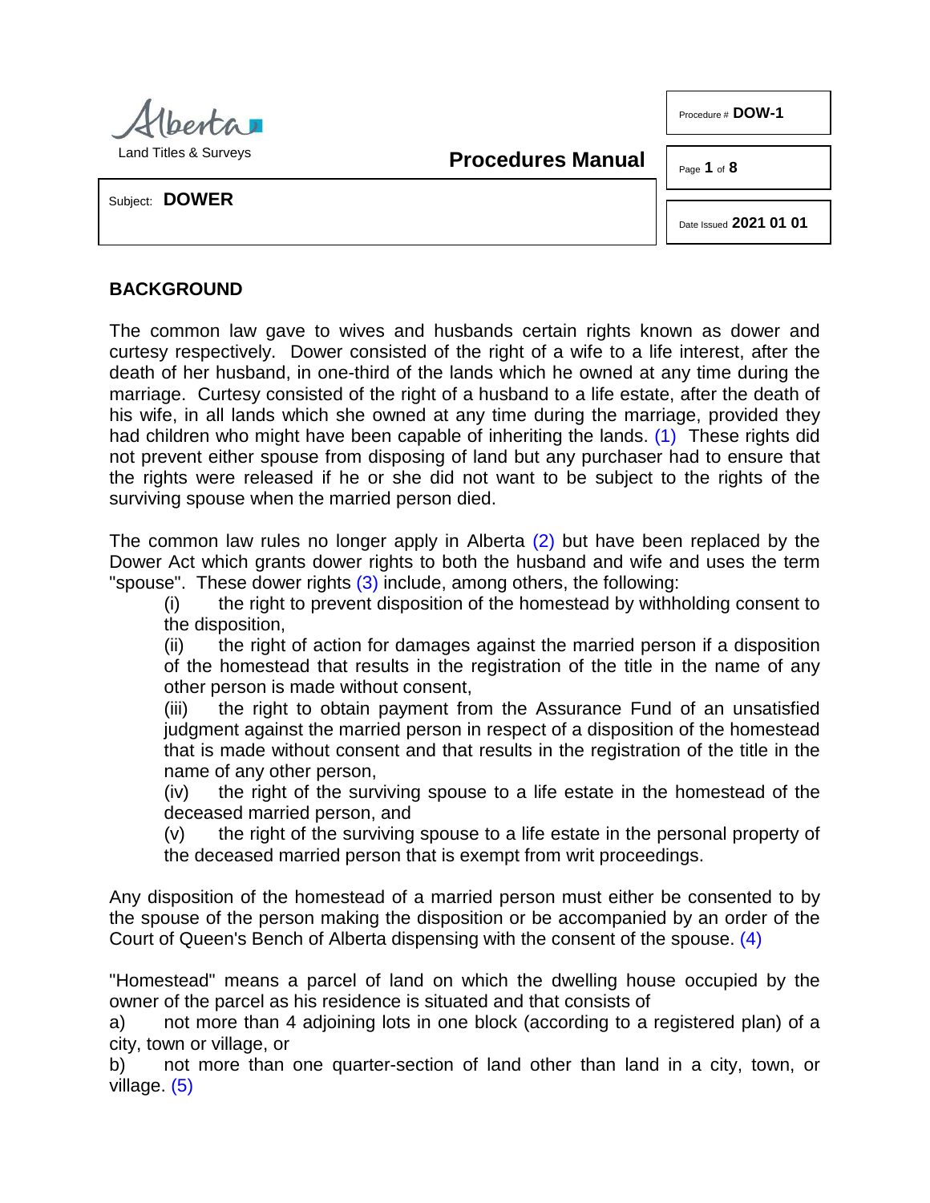Alberta
Land Titles & Surveys

**Procedures Manual**

Procedure # **DOW-1**

Subject: **DOWER**

Date Issued **2021 01 01**

## BACKGROUND

The common law gave to wives and husbands certain rights known as dower and curtesy respectively. Dower consisted of the right of a wife to a life interest, after the death of her husband, in one-third of the lands which he owned at any time during the marriage. Curtesy consisted of the right of a husband to a life estate, after the death of his wife, in all lands which she owned at any time during the marriage, provided they had children who might have been capable of inheriting the lands. (1) These rights did not prevent either spouse from disposing of land but any purchaser had to ensure that the rights were released if he or she did not want to be subject to the rights of the surviving spouse when the married person died.

The common law rules no longer apply in Alberta (2) but have been replaced by the Dower Act which grants dower rights to both the husband and wife and uses the term "spouse". These dower rights (3) include, among others, the following:

(i) the right to prevent disposition of the homestead by withholding consent to the disposition,

(ii) the right of action for damages against the married person if a disposition of the homestead that results in the registration of the title in the name of any other person is made without consent,

(iii) the right to obtain payment from the Assurance Fund of an unsatisfied judgment against the married person in respect of a disposition of the homestead that is made without consent and that results in the registration of the title in the name of any other person,

(iv) the right of the surviving spouse to a life estate in the homestead of the deceased married person, and

(v) the right of the surviving spouse to a life estate in the personal property of the deceased married person that is exempt from writ proceedings.

Any disposition of the homestead of a married person must either be consented to by the spouse of the person making the disposition or be accompanied by an order of the Court of Queen's Bench of Alberta dispensing with the consent of the spouse. (4)

"Homestead" means a parcel of land on which the dwelling house occupied by the owner of the parcel as his residence is situated and that consists of

a) not more than 4 adjoining lots in one block (according to a registered plan) of a city, town or village, or

b) not more than one quarter-section of land other than land in a city, town, or village. (5)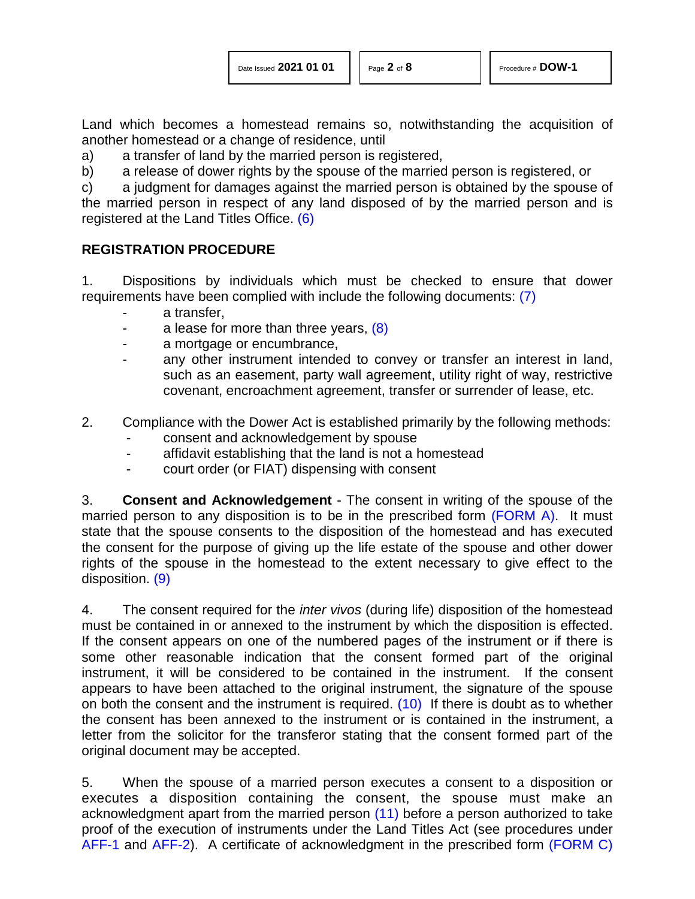Land which becomes a homestead remains so, notwithstanding the acquisition of another homestead or a change of residence, until

a) a transfer of land by the married person is registered,

b) a release of dower rights by the spouse of the married person is registered, or

c) a judgment for damages against the married person is obtained by the spouse of the married person in respect of any land disposed of by the married person and is registered at the Land Titles Office. (6)

## REGISTRATION PROCEDURE

1. Dispositions by individuals which must be checked to ensure that dower requirements have been complied with include the following documents: (7)
    - a transfer,
    - a lease for more than three years, (8)
    - a mortgage or encumbrance,
    - any other instrument intended to convey or transfer an interest in land, such as an easement, party wall agreement, utility right of way, restrictive covenant, encroachment agreement, transfer or surrender of lease, etc.

2. Compliance with the Dower Act is established primarily by the following methods:
    - consent and acknowledgement by spouse
    - affidavit establishing that the land is not a homestead
    - court order (or FIAT) dispensing with consent

3. **Consent and Acknowledgement** - The consent in writing of the spouse of the married person to any disposition is to be in the prescribed form (FORM A). It must state that the spouse consents to the disposition of the homestead and has executed the consent for the purpose of giving up the life estate of the spouse and other dower rights of the spouse in the homestead to the extent necessary to give effect to the disposition. (9)

4. The consent required for the *inter vivos* (during life) disposition of the homestead must be contained in or annexed to the instrument by which the disposition is effected. If the consent appears on one of the numbered pages of the instrument or if there is some other reasonable indication that the consent formed part of the original instrument, it will be considered to be contained in the instrument. If the consent appears to have been attached to the original instrument, the signature of the spouse on both the consent and the instrument is required. (10) If there is doubt as to whether the consent has been annexed to the instrument or is contained in the instrument, a letter from the solicitor for the transferor stating that the consent formed part of the original document may be accepted.

5. When the spouse of a married person executes a consent to a disposition or executes a disposition containing the consent, the spouse must make an acknowledgment apart from the married person (11) before a person authorized to take proof of the execution of instruments under the Land Titles Act (see procedures under AFF-1 and AFF-2). A certificate of acknowledgment in the prescribed form (FORM C)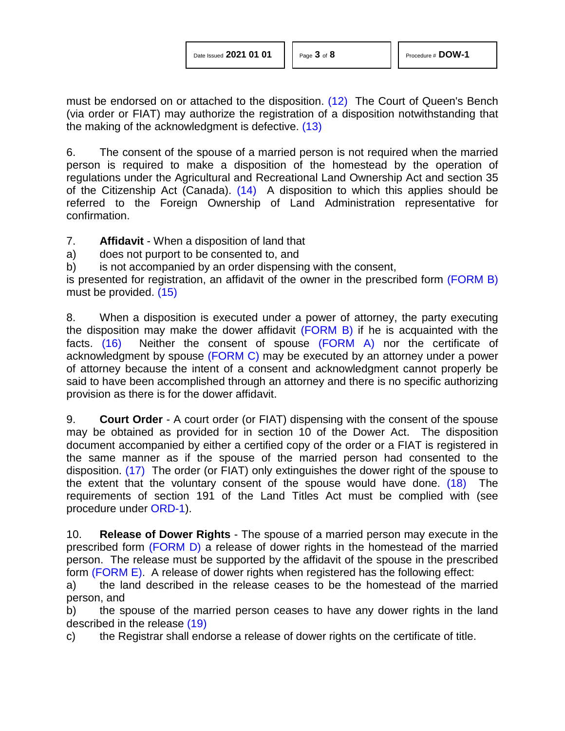must be endorsed on or attached to the disposition. (12) The Court of Queen's Bench (via order or FIAT) may authorize the registration of a disposition notwithstanding that the making of the acknowledgment is defective. (13)

6. The consent of the spouse of a married person is not required when the married person is required to make a disposition of the homestead by the operation of regulations under the Agricultural and Recreational Land Ownership Act and section 35 of the Citizenship Act (Canada). (14) A disposition to which this applies should be referred to the Foreign Ownership of Land Administration representative for confirmation.

7. **Affidavit** - When a disposition of land that

a) does not purport to be consented to, and

b) is not accompanied by an order dispensing with the consent,

is presented for registration, an affidavit of the owner in the prescribed form (FORM B) must be provided. (15)

8. When a disposition is executed under a power of attorney, the party executing the disposition may make the dower affidavit (FORM B) if he is acquainted with the facts. (16) Neither the consent of spouse (FORM A) nor the certificate of acknowledgment by spouse (FORM C) may be executed by an attorney under a power of attorney because the intent of a consent and acknowledgment cannot properly be said to have been accomplished through an attorney and there is no specific authorizing provision as there is for the dower affidavit.

9. **Court Order** - A court order (or FIAT) dispensing with the consent of the spouse may be obtained as provided for in section 10 of the Dower Act. The disposition document accompanied by either a certified copy of the order or a FIAT is registered in the same manner as if the spouse of the married person had consented to the disposition. (17) The order (or FIAT) only extinguishes the dower right of the spouse to the extent that the voluntary consent of the spouse would have done. (18) The requirements of section 191 of the Land Titles Act must be complied with (see procedure under ORD-1).

10. **Release of Dower Rights** - The spouse of a married person may execute in the prescribed form (FORM D) a release of dower rights in the homestead of the married person. The release must be supported by the affidavit of the spouse in the prescribed form (FORM E). A release of dower rights when registered has the following effect:

a) the land described in the release ceases to be the homestead of the married person, and

b) the spouse of the married person ceases to have any dower rights in the land described in the release (19)

c) the Registrar shall endorse a release of dower rights on the certificate of title.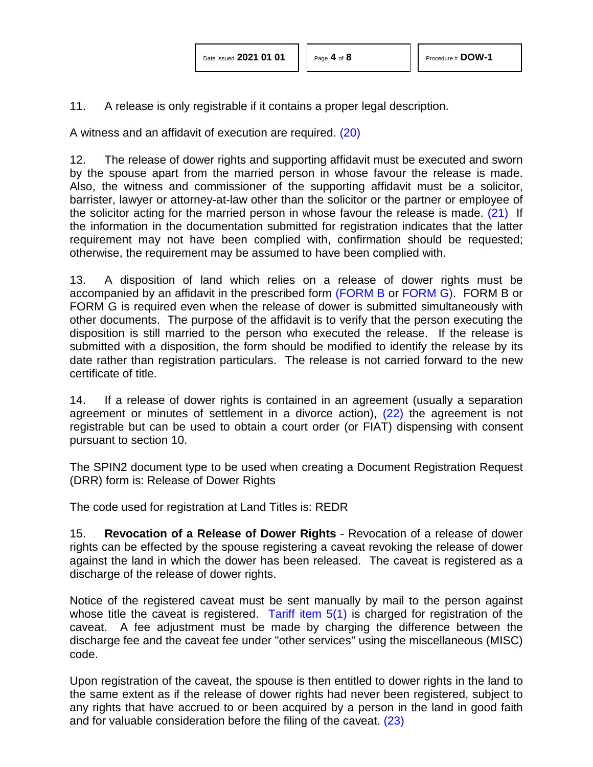11. A release is only registrable if it contains a proper legal description.

A witness and an affidavit of execution are required. (20)

12. The release of dower rights and supporting affidavit must be executed and sworn by the spouse apart from the married person in whose favour the release is made. Also, the witness and commissioner of the supporting affidavit must be a solicitor, barrister, lawyer or attorney-at-law other than the solicitor or the partner or employee of the solicitor acting for the married person in whose favour the release is made. (21) If the information in the documentation submitted for registration indicates that the latter requirement may not have been complied with, confirmation should be requested; otherwise, the requirement may be assumed to have been complied with.

13. A disposition of land which relies on a release of dower rights must be accompanied by an affidavit in the prescribed form (FORM B or FORM G). FORM B or FORM G is required even when the release of dower is submitted simultaneously with other documents. The purpose of the affidavit is to verify that the person executing the disposition is still married to the person who executed the release. If the release is submitted with a disposition, the form should be modified to identify the release by its date rather than registration particulars. The release is not carried forward to the new certificate of title.

14. If a release of dower rights is contained in an agreement (usually a separation agreement or minutes of settlement in a divorce action), (22) the agreement is not registrable but can be used to obtain a court order (or FIAT) dispensing with consent pursuant to section 10.

The SPIN2 document type to be used when creating a Document Registration Request (DRR) form is: Release of Dower Rights

The code used for registration at Land Titles is: REDR

15. **Revocation of a Release of Dower Rights** - Revocation of a release of dower rights can be effected by the spouse registering a caveat revoking the release of dower against the land in which the dower has been released. The caveat is registered as a discharge of the release of dower rights.

Notice of the registered caveat must be sent manually by mail to the person against whose title the caveat is registered. Tariff item 5(1) is charged for registration of the caveat. A fee adjustment must be made by charging the difference between the discharge fee and the caveat fee under "other services" using the miscellaneous (MISC) code.

Upon registration of the caveat, the spouse is then entitled to dower rights in the land to the same extent as if the release of dower rights had never been registered, subject to any rights that have accrued to or been acquired by a person in the land in good faith and for valuable consideration before the filing of the caveat. (23)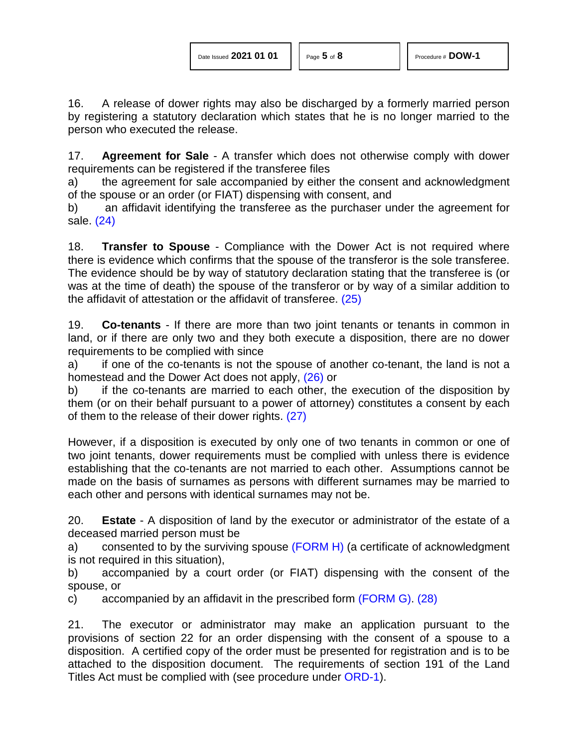16. A release of dower rights may also be discharged by a formerly married person by registering a statutory declaration which states that he is no longer married to the person who executed the release.

17. **Agreement for Sale** - A transfer which does not otherwise comply with dower requirements can be registered if the transferee files

a) the agreement for sale accompanied by either the consent and acknowledgment of the spouse or an order (or FIAT) dispensing with consent, and

b) an affidavit identifying the transferee as the purchaser under the agreement for sale. (24)

18. **Transfer to Spouse** - Compliance with the Dower Act is not required where there is evidence which confirms that the spouse of the transferor is the sole transferee. The evidence should be by way of statutory declaration stating that the transferee is (or was at the time of death) the spouse of the transferor or by way of a similar addition to the affidavit of attestation or the affidavit of transferee. (25)

19. **Co-tenants** - If there are more than two joint tenants or tenants in common in land, or if there are only two and they both execute a disposition, there are no dower requirements to be complied with since

a) if one of the co-tenants is not the spouse of another co-tenant, the land is not a homestead and the Dower Act does not apply, (26) or

b) if the co-tenants are married to each other, the execution of the disposition by them (or on their behalf pursuant to a power of attorney) constitutes a consent by each of them to the release of their dower rights. (27)

However, if a disposition is executed by only one of two tenants in common or one of two joint tenants, dower requirements must be complied with unless there is evidence establishing that the co-tenants are not married to each other. Assumptions cannot be made on the basis of surnames as persons with different surnames may be married to each other and persons with identical surnames may not be.

20. **Estate** - A disposition of land by the executor or administrator of the estate of a deceased married person must be

a) consented to by the surviving spouse (FORM H) (a certificate of acknowledgment is not required in this situation),

b) accompanied by a court order (or FIAT) dispensing with the consent of the spouse, or

c) accompanied by an affidavit in the prescribed form (FORM G). (28)

21. The executor or administrator may make an application pursuant to the provisions of section 22 for an order dispensing with the consent of a spouse to a disposition. A certified copy of the order must be presented for registration and is to be attached to the disposition document. The requirements of section 191 of the Land Titles Act must be complied with (see procedure under ORD-1).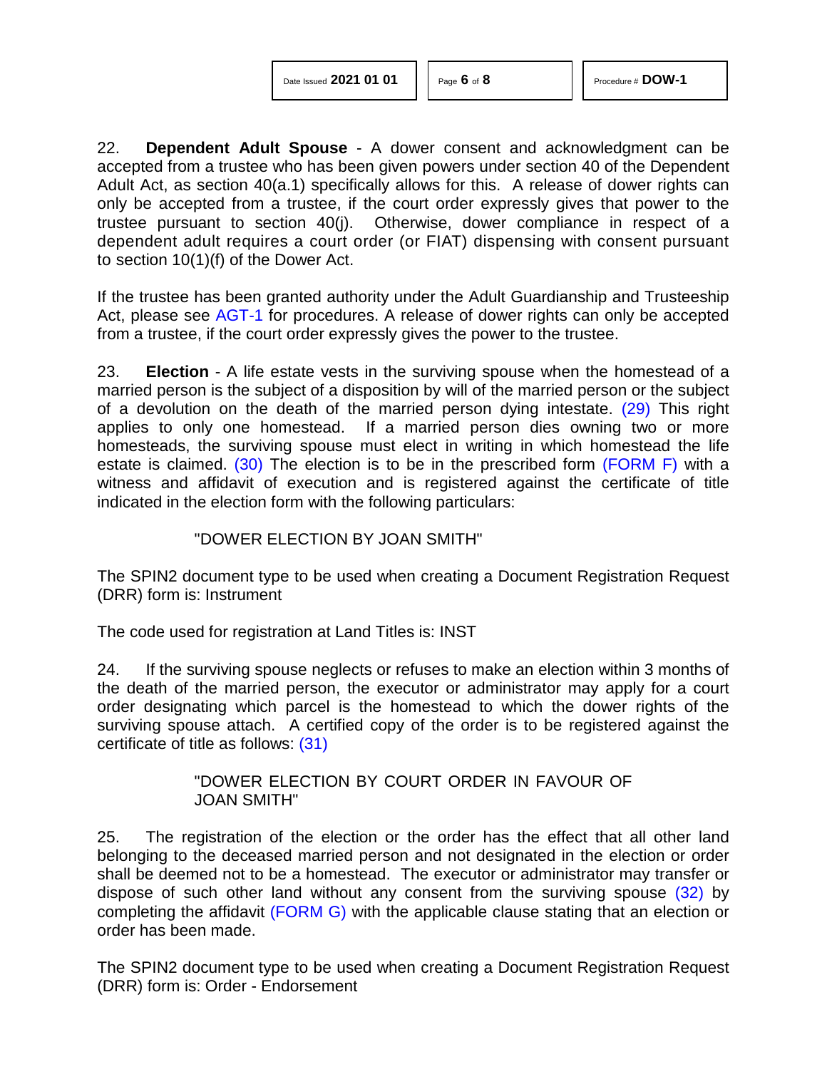22. **Dependent Adult Spouse** - A dower consent and acknowledgment can be accepted from a trustee who has been given powers under section 40 of the Dependent Adult Act, as section 40(a.1) specifically allows for this. A release of dower rights can only be accepted from a trustee, if the court order expressly gives that power to the trustee pursuant to section 40(j). Otherwise, dower compliance in respect of a dependent adult requires a court order (or FIAT) dispensing with consent pursuant to section 10(1)(f) of the Dower Act.

If the trustee has been granted authority under the Adult Guardianship and Trusteeship Act, please see AGT-1 for procedures. A release of dower rights can only be accepted from a trustee, if the court order expressly gives the power to the trustee.

23. **Election** - A life estate vests in the surviving spouse when the homestead of a married person is the subject of a disposition by will of the married person or the subject of a devolution on the death of the married person dying intestate. (29) This right applies to only one homestead. If a married person dies owning two or more homesteads, the surviving spouse must elect in writing in which homestead the life estate is claimed. (30) The election is to be in the prescribed form (FORM F) with a witness and affidavit of execution and is registered against the certificate of title indicated in the election form with the following particulars:

"DOWER ELECTION BY JOAN SMITH"

The SPIN2 document type to be used when creating a Document Registration Request (DRR) form is: Instrument

The code used for registration at Land Titles is: INST

24. If the surviving spouse neglects or refuses to make an election within 3 months of the death of the married person, the executor or administrator may apply for a court order designating which parcel is the homestead to which the dower rights of the surviving spouse attach. A certified copy of the order is to be registered against the certificate of title as follows: (31)

"DOWER ELECTION BY COURT ORDER IN FAVOUR OF JOAN SMITH"

25. The registration of the election or the order has the effect that all other land belonging to the deceased married person and not designated in the election or order shall be deemed not to be a homestead. The executor or administrator may transfer or dispose of such other land without any consent from the surviving spouse (32) by completing the affidavit (FORM G) with the applicable clause stating that an election or order has been made.

The SPIN2 document type to be used when creating a Document Registration Request (DRR) form is: Order - Endorsement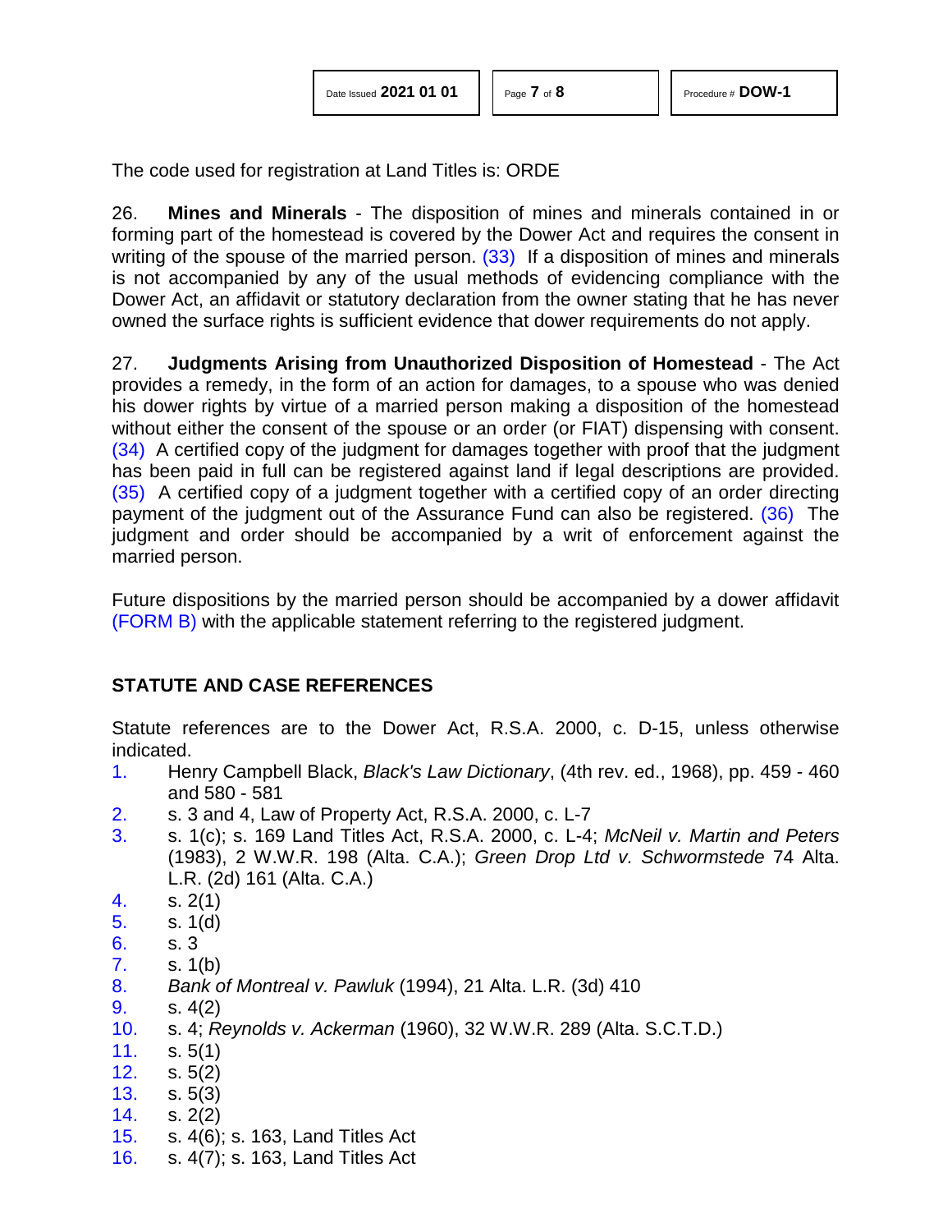The code used for registration at Land Titles is: ORDE

26. **Mines and Minerals** - The disposition of mines and minerals contained in or forming part of the homestead is covered by the Dower Act and requires the consent in writing of the spouse of the married person. (33) If a disposition of mines and minerals is not accompanied by any of the usual methods of evidencing compliance with the Dower Act, an affidavit or statutory declaration from the owner stating that he has never owned the surface rights is sufficient evidence that dower requirements do not apply.

27. **Judgments Arising from Unauthorized Disposition of Homestead** - The Act provides a remedy, in the form of an action for damages, to a spouse who was denied his dower rights by virtue of a married person making a disposition of the homestead without either the consent of the spouse or an order (or FIAT) dispensing with consent. (34) A certified copy of the judgment for damages together with proof that the judgment has been paid in full can be registered against land if legal descriptions are provided. (35) A certified copy of a judgment together with a certified copy of an order directing payment of the judgment out of the Assurance Fund can also be registered. (36) The judgment and order should be accompanied by a writ of enforcement against the married person.

Future dispositions by the married person should be accompanied by a dower affidavit (FORM B) with the applicable statement referring to the registered judgment.

## STATUTE AND CASE REFERENCES

Statute references are to the Dower Act, R.S.A. 2000, c. D-15, unless otherwise indicated.

1. Henry Campbell Black, *Black's Law Dictionary*, (4th rev. ed., 1968), pp. 459 - 460 and 580 - 581
2. s. 3 and 4, Law of Property Act, R.S.A. 2000, c. L-7
3. s. 1(c); s. 169 Land Titles Act, R.S.A. 2000, c. L-4; *McNeil v. Martin and Peters* (1983), 2 W.W.R. 198 (Alta. C.A.); *Green Drop Ltd v. Schwormstede* 74 Alta. L.R. (2d) 161 (Alta. C.A.)
4. s. 2(1)
5. s. 1(d)
6. s. 3
7. s. 1(b)
8. *Bank of Montreal v. Pawluk* (1994), 21 Alta. L.R. (3d) 410
9. s. 4(2)
10. s. 4; *Reynolds v. Ackerman* (1960), 32 W.W.R. 289 (Alta. S.C.T.D.)
11. s. 5(1)
12. s. 5(2)
13. s. 5(3)
14. s. 2(2)
15. s. 4(6); s. 163, Land Titles Act
16. s. 4(7); s. 163, Land Titles Act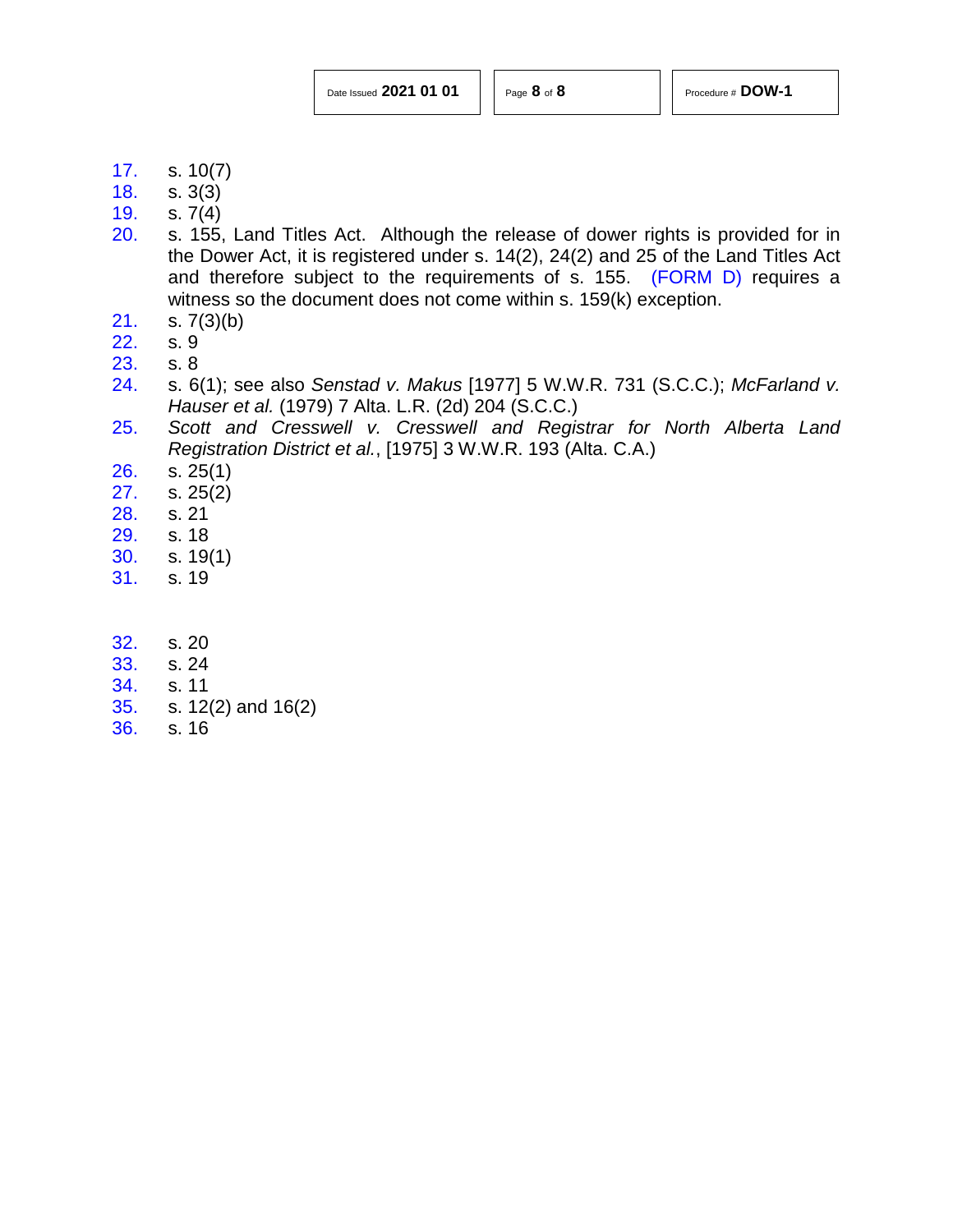17. s. 10(7)
18. s. 3(3)
19. s. 7(4)
20. s. 155, Land Titles Act. Although the release of dower rights is provided for in the Dower Act, it is registered under s. 14(2), 24(2) and 25 of the Land Titles Act and therefore subject to the requirements of s. 155. (FORM D) requires a witness so the document does not come within s. 159(k) exception.
21. s. 7(3)(b)
22. s. 9
23. s. 8
24. s. 6(1); see also *Senstad v. Makus* [1977] 5 W.W.R. 731 (S.C.C.); *McFarland v. Hauser et al.* (1979) 7 Alta. L.R. (2d) 204 (S.C.C.)
25. *Scott and Cresswell v. Cresswell and Registrar for North Alberta Land Registration District et al.*, [1975] 3 W.W.R. 193 (Alta. C.A.)
26. s. 25(1)
27. s. 25(2)
28. s. 21
29. s. 18
30. s. 19(1)
31. s. 19
32. s. 20
33. s. 24
34. s. 11
35. s. 12(2) and 16(2)
36. s. 16